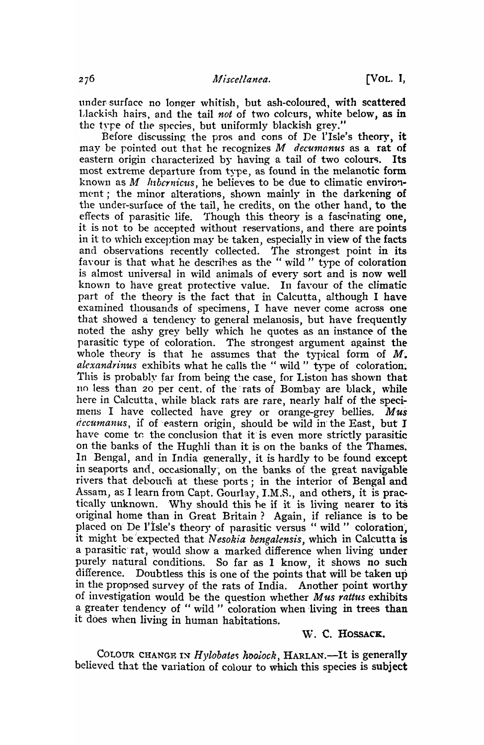under-surface no longer whitish, but ash-coloured, with scattered blackish hairs, and the tail *not* of two colours, white below, as in the type of the species, but uniformly blackish grey."

Before discussing the pros and cons of De l'Isle's theory, it may be pointed out that he recognizes *M decumanus* as a rat of eastern origin characterized by having a tail of two colours. Its most extreme departure from type, as found in the melanotic form known as *M hibernicus*, he believes to be due to climatic environment; the minor alterations, shown mainly in the darkening of the under-surface of the tail, he credits, on the other hand, to the effects of parasitic life. Though this theory is a fascinating one, it is not to be accepted without reservations, and there are points in it to which exception may be taken, especially in view of the facts and observations recently collected. The strongest point in its favour is that what he describes as the "wild" type of coloration is almost universal in wild animals of every sort and is now well known to have great protective value. In favour of the climatic part of the theory is the fact that in Calcutta, although I have examined thousands of specimens, I have never come across one that showed a tendency to general melanosis, but have frequently noted the ashy grey belly which he quotes as an instance of the parasitic type of coloration. The strongest argument against the whole theory is that he assumes that the typical form of *M. alexandrinus* exhibits what he calls the "wild" type of coloration. This is probably far from being the case, for Liston has shown that no less than 20 per cent. of the rats of Bombay are black, while here in Calcutta, while black rats are rare, nearly half of the specimens I have collected have grey or orange-grey bellies. *Mus decumanus*, if of eastern origin, should be wild in the East, but I have come to the conclusion that it is even more strictly parasitic on the banks of the Hughli than it is on the banks of the Thames. In Bengal, and in India generally, it is hardly to be found except in seaports and, occasionally, on the banks of the great navigable rivers that debouch at these ports; in the interior of Bengal and Assam, as I learn from Capt. Gourlay, I.M.S., and others, it is practically unknown. Why should this be if it is living nearer to its original home than in Great Britain? Again, if reliance is to be placed on De l'Isle's theory of parasitic versus "wild" coloration, it might be expected that *Nesokia bengalensis*, which in Calcutta is a parasitic rat, would show a marked difference when living under purely natural conditions. So far as I know, it shows no such difference. Doubtless this is one of the points that will be taken up in the proposed survey of the rats of India. Another point worthy of investigation would be the question whether *Mus rattus* exhibits a greater tendency of "wild" coloration when living in trees than it does when living in human habitations.

W. C. HOSSACK.

COLOUR CHANGE IN *Hylobates hoolock*, HARLAN.—It is generally believed that the variation of colour to which this species is subject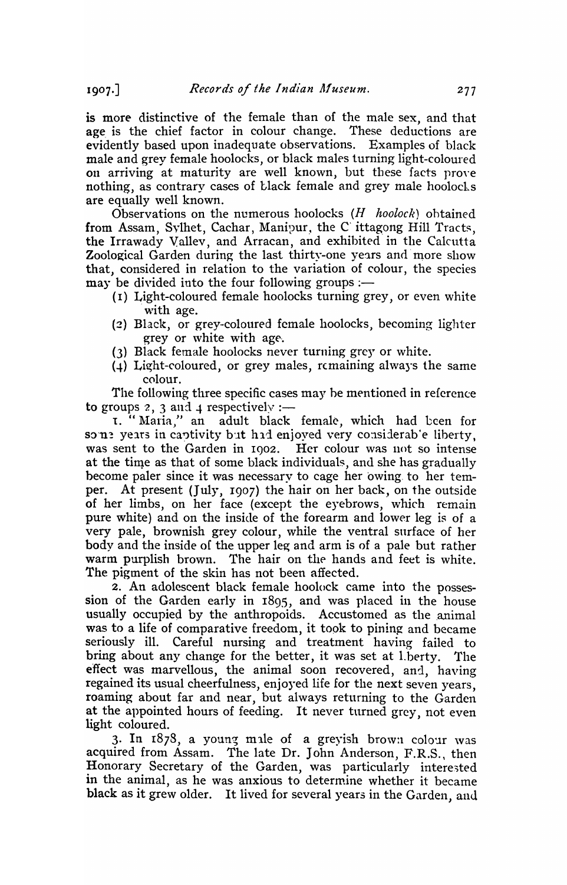is more distinctive of the female than of the male sex, and that age is the chief factor in colour change. These deductions are evidently based upon inadequate observations. Examples of black male and grey female hoolocks, or black males turning light-coloured on arriving at maturity are well known, but these facts prove nothing, as contrary cases of black female and grey male hoolocks are equally well known.

Observations on the numerous hoolocks (*H hoolock*) obtained from Assam, Sylhet, Cachar, Manipur, the Chittagong Hill Tracts, the Irrawady Valley, and Arracan, and exhibited in the Calcutta Zoological Garden during the last thirty-one years and more show that, considered in relation to the variation of colour, the species may be divided into the four following groups :—

(1) Light-coloured female hoolocks turning grey, or even white with age.

(2) Black, or grey-coloured female hoolocks, becoming lighter grey or white with age.

(3) Black female hoolocks never turning grey or white.

(4) Light-coloured, or grey males, remaining always the same colour.

The following three specific cases may be mentioned in reference to groups 2, 3 and 4 respectively :—

1. "Maria," an adult black female, which had been for some years in captivity but had enjoyed very considerable liberty, was sent to the Garden in 1902. Her colour was not so intense at the time as that of some black individuals, and she has gradually become paler since it was necessary to cage her owing to her temper. At present (July, 1907) the hair on her back, on the outside of her limbs, on her face (except the eyebrows, which remain pure white) and on the inside of the forearm and lower leg is of a very pale, brownish grey colour, while the ventral surface of her body and the inside of the upper leg and arm is of a pale but rather warm purplish brown. The hair on the hands and feet is white. The pigment of the skin has not been affected.

2. An adolescent black female hoolock came into the possession of the Garden early in 1895, and was placed in the house usually occupied by the anthropoids. Accustomed as the animal was to a life of comparative freedom, it took to pining and became seriously ill. Careful nursing and treatment having failed to bring about any change for the better, it was set at liberty. The effect was marvellous, the animal soon recovered, and, having regained its usual cheerfulness, enjoyed life for the next seven years, roaming about far and near, but always returning to the Garden at the appointed hours of feeding. It never turned grey, not even light coloured.

3. In 1878, a young male of a greyish brown colour was acquired from Assam. The late Dr. John Anderson, F.R.S., then Honorary Secretary of the Garden, was particularly interested in the animal, as he was anxious to determine whether it became black as it grew older. It lived for several years in the Garden, and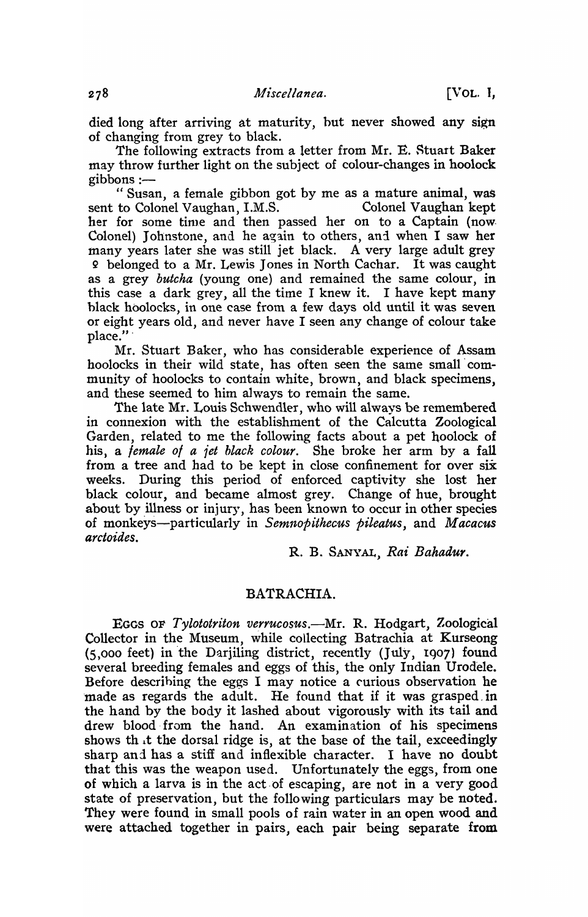died long after arriving at maturity, but never showed any sign of changing from grey to black.

The following extracts from a letter from Mr. E. Stuart Baker may throw further light on the subject of colour-changes in hoolock gibbons :—

"Susan, a female gibbon got by me as a mature animal, was sent to Colonel Vaughan, I.M.S. Colonel Vaughan kept her for some time and then passed her on to a Captain (now Colonel) Johnstone, and he again to others, and when I saw her many years later she was still jet black. A very large adult grey ♀ belonged to a Mr. Lewis Jones in North Cachar. It was caught as a grey *butcha* (young one) and remained the same colour, in this case a dark grey, all the time I knew it. I have kept many black hoolocks, in one case from a few days old until it was seven or eight years old, and never have I seen any change of colour take place."

Mr. Stuart Baker, who has considerable experience of Assam hoolocks in their wild state, has often seen the same small community of hoolocks to contain white, brown, and black specimens, and these seemed to him always to remain the same.

The late Mr. Louis Schwendler, who will always be remembered in connexion with the establishment of the Calcutta Zoological Garden, related to me the following facts about a pet hoolock of his, a *female of a jet black colour*. She broke her arm by a fall from a tree and had to be kept in close confinement for over six weeks. During this period of enforced captivity she lost her black colour, and became almost grey. Change of hue, brought about by illness or injury, has been known to occur in other species of monkeys—particularly in *Semnopithecus pileatus*, and *Macacus arctoides*.

R. B. SANYAL, *Rai Bahadur*.

## BATRACHIA.

EGGS OF *Tylototriton verrucosus*.—Mr. R. Hodgart, Zoological Collector in the Museum, while collecting Batrachia at Kurseong (5,000 feet) in the Darjiling district, recently (July, 1907) found several breeding females and eggs of this, the only Indian Urodele. Before describing the eggs I may notice a curious observation he made as regards the adult. He found that if it was grasped in the hand by the body it lashed about vigorously with its tail and drew blood from the hand. An examination of his specimens shows that the dorsal ridge is, at the base of the tail, exceedingly sharp and has a stiff and inflexible character. I have no doubt that this was the weapon used. Unfortunately the eggs, from one of which a larva is in the act of escaping, are not in a very good state of preservation, but the following particulars may be noted. They were found in small pools of rain water in an open wood and were attached together in pairs, each pair being separate from